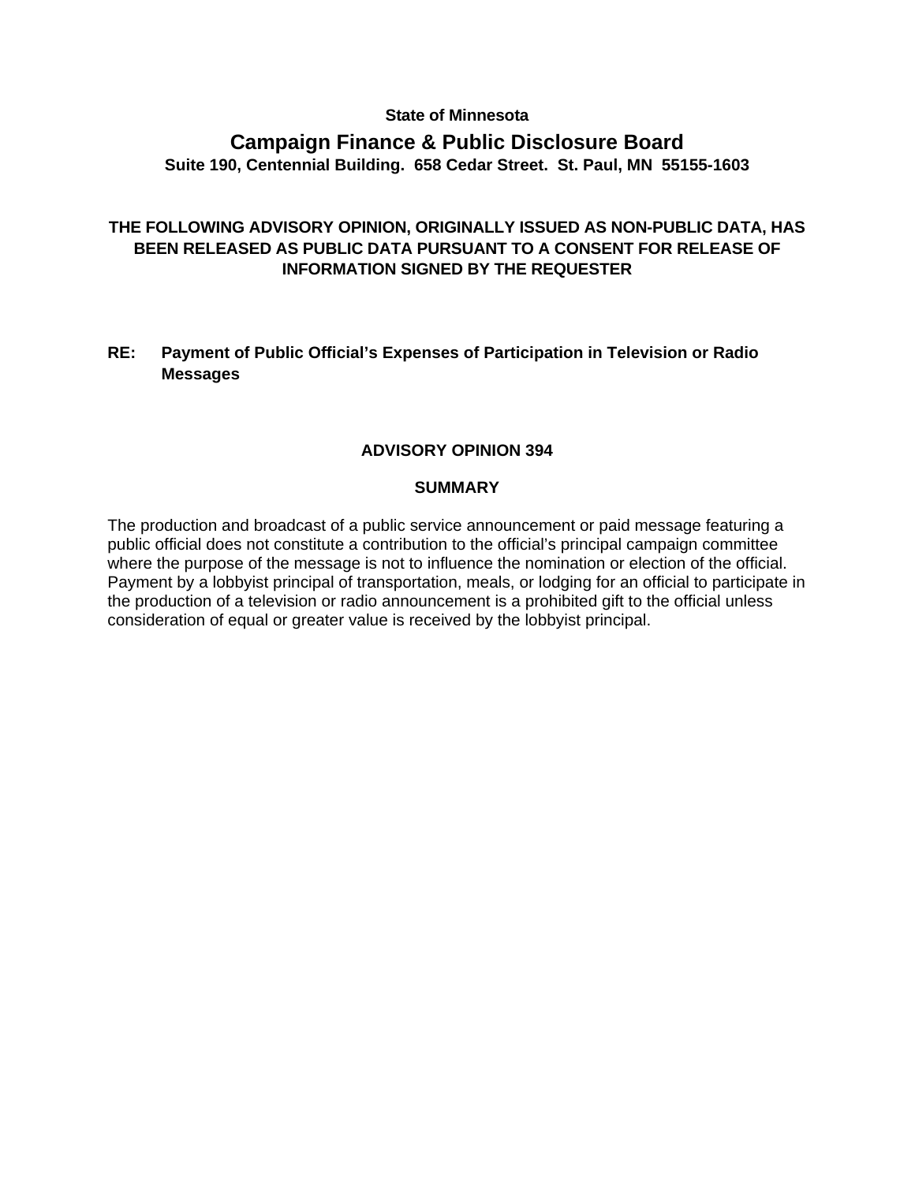**State of Minnesota**

# Campaign Finance & Public Disclosure Board

**Suite 190, Centennial Building. 658 Cedar Street. St. Paul, MN 55155-1603**

**THE FOLLOWING ADVISORY OPINION, ORIGINALLY ISSUED AS NON-PUBLIC DATA, HAS BEEN RELEASED AS PUBLIC DATA PURSUANT TO A CONSENT FOR RELEASE OF INFORMATION SIGNED BY THE REQUESTER**

**RE: Payment of Public Official's Expenses of Participation in Television or Radio Messages**

## ADVISORY OPINION 394

### SUMMARY

The production and broadcast of a public service announcement or paid message featuring a public official does not constitute a contribution to the official's principal campaign committee where the purpose of the message is not to influence the nomination or election of the official. Payment by a lobbyist principal of transportation, meals, or lodging for an official to participate in the production of a television or radio announcement is a prohibited gift to the official unless consideration of equal or greater value is received by the lobbyist principal.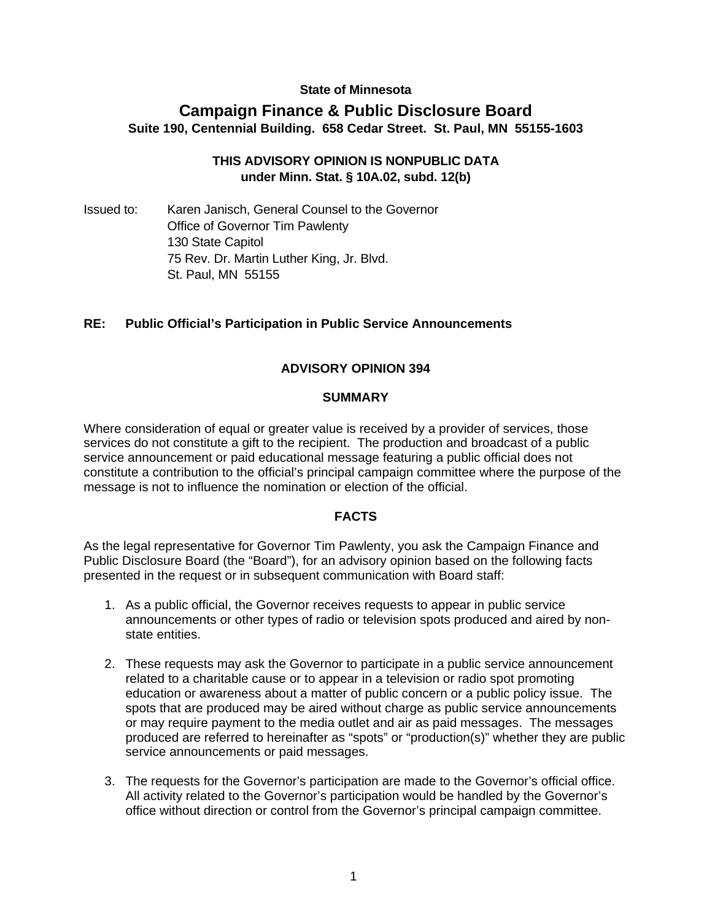**State of Minnesota**

# Campaign Finance & Public Disclosure Board

**Suite 190, Centennial Building. 658 Cedar Street. St. Paul, MN 55155-1603**

**THIS ADVISORY OPINION IS NONPUBLIC DATA**
**under Minn. Stat. § 10A.02, subd. 12(b)**

Issued to: Karen Janisch, General Counsel to the Governor
Office of Governor Tim Pawlenty
130 State Capitol
75 Rev. Dr. Martin Luther King, Jr. Blvd.
St. Paul, MN 55155

**RE: Public Official's Participation in Public Service Announcements**

## ADVISORY OPINION 394

### SUMMARY

Where consideration of equal or greater value is received by a provider of services, those services do not constitute a gift to the recipient. The production and broadcast of a public service announcement or paid educational message featuring a public official does not constitute a contribution to the official's principal campaign committee where the purpose of the message is not to influence the nomination or election of the official.

### FACTS

As the legal representative for Governor Tim Pawlenty, you ask the Campaign Finance and Public Disclosure Board (the "Board"), for an advisory opinion based on the following facts presented in the request or in subsequent communication with Board staff:

1. As a public official, the Governor receives requests to appear in public service announcements or other types of radio or television spots produced and aired by non-state entities.

2. These requests may ask the Governor to participate in a public service announcement related to a charitable cause or to appear in a television or radio spot promoting education or awareness about a matter of public concern or a public policy issue. The spots that are produced may be aired without charge as public service announcements or may require payment to the media outlet and air as paid messages. The messages produced are referred to hereinafter as "spots" or "production(s)" whether they are public service announcements or paid messages.

3. The requests for the Governor's participation are made to the Governor's official office. All activity related to the Governor's participation would be handled by the Governor's office without direction or control from the Governor's principal campaign committee.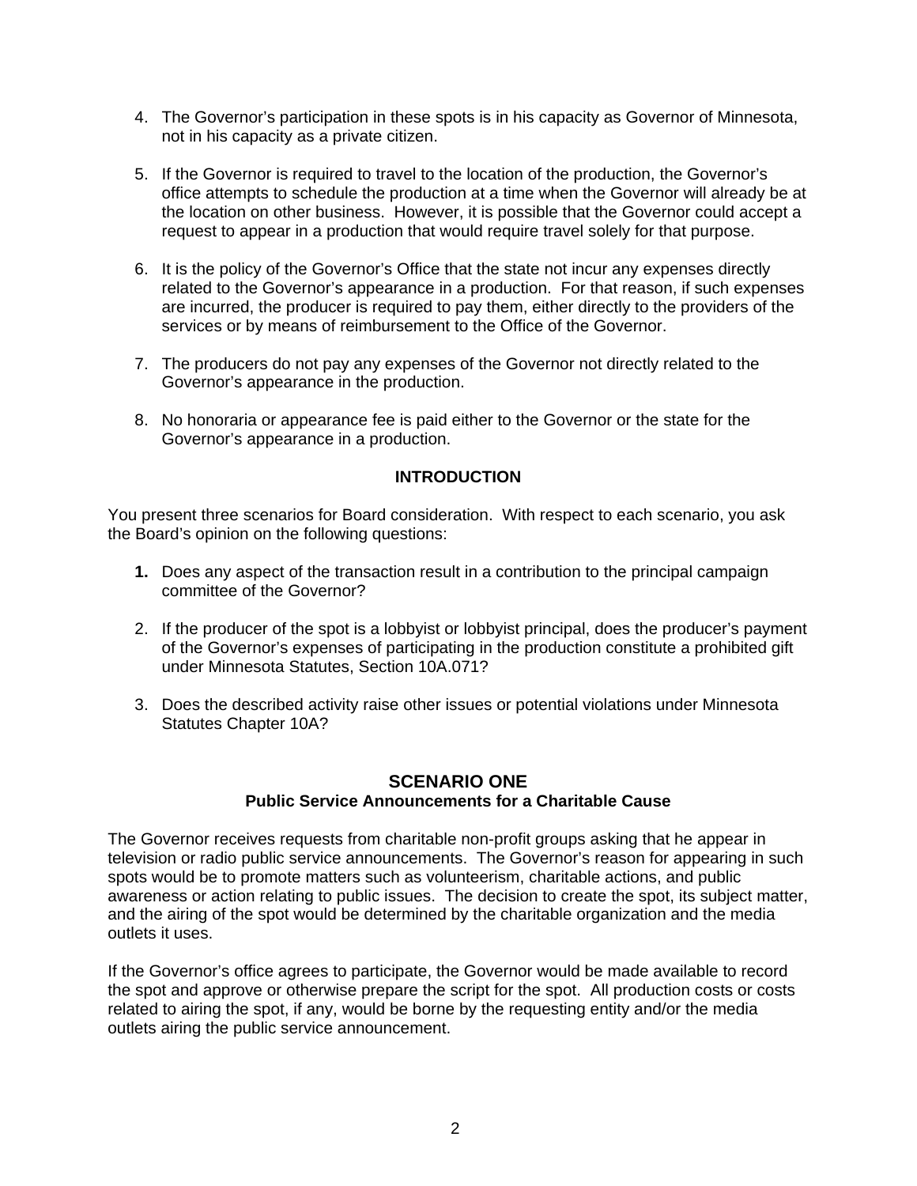4. The Governor's participation in these spots is in his capacity as Governor of Minnesota, not in his capacity as a private citizen.

5. If the Governor is required to travel to the location of the production, the Governor's office attempts to schedule the production at a time when the Governor will already be at the location on other business. However, it is possible that the Governor could accept a request to appear in a production that would require travel solely for that purpose.

6. It is the policy of the Governor's Office that the state not incur any expenses directly related to the Governor's appearance in a production. For that reason, if such expenses are incurred, the producer is required to pay them, either directly to the providers of the services or by means of reimbursement to the Office of the Governor.

7. The producers do not pay any expenses of the Governor not directly related to the Governor's appearance in the production.

8. No honoraria or appearance fee is paid either to the Governor or the state for the Governor's appearance in a production.

### INTRODUCTION

You present three scenarios for Board consideration. With respect to each scenario, you ask the Board's opinion on the following questions:

1. Does any aspect of the transaction result in a contribution to the principal campaign committee of the Governor?

2. If the producer of the spot is a lobbyist or lobbyist principal, does the producer's payment of the Governor's expenses of participating in the production constitute a prohibited gift under Minnesota Statutes, Section 10A.071?

3. Does the described activity raise other issues or potential violations under Minnesota Statutes Chapter 10A?

## SCENARIO ONE
### Public Service Announcements for a Charitable Cause

The Governor receives requests from charitable non-profit groups asking that he appear in television or radio public service announcements. The Governor's reason for appearing in such spots would be to promote matters such as volunteerism, charitable actions, and public awareness or action relating to public issues. The decision to create the spot, its subject matter, and the airing of the spot would be determined by the charitable organization and the media outlets it uses.

If the Governor's office agrees to participate, the Governor would be made available to record the spot and approve or otherwise prepare the script for the spot. All production costs or costs related to airing the spot, if any, would be borne by the requesting entity and/or the media outlets airing the public service announcement.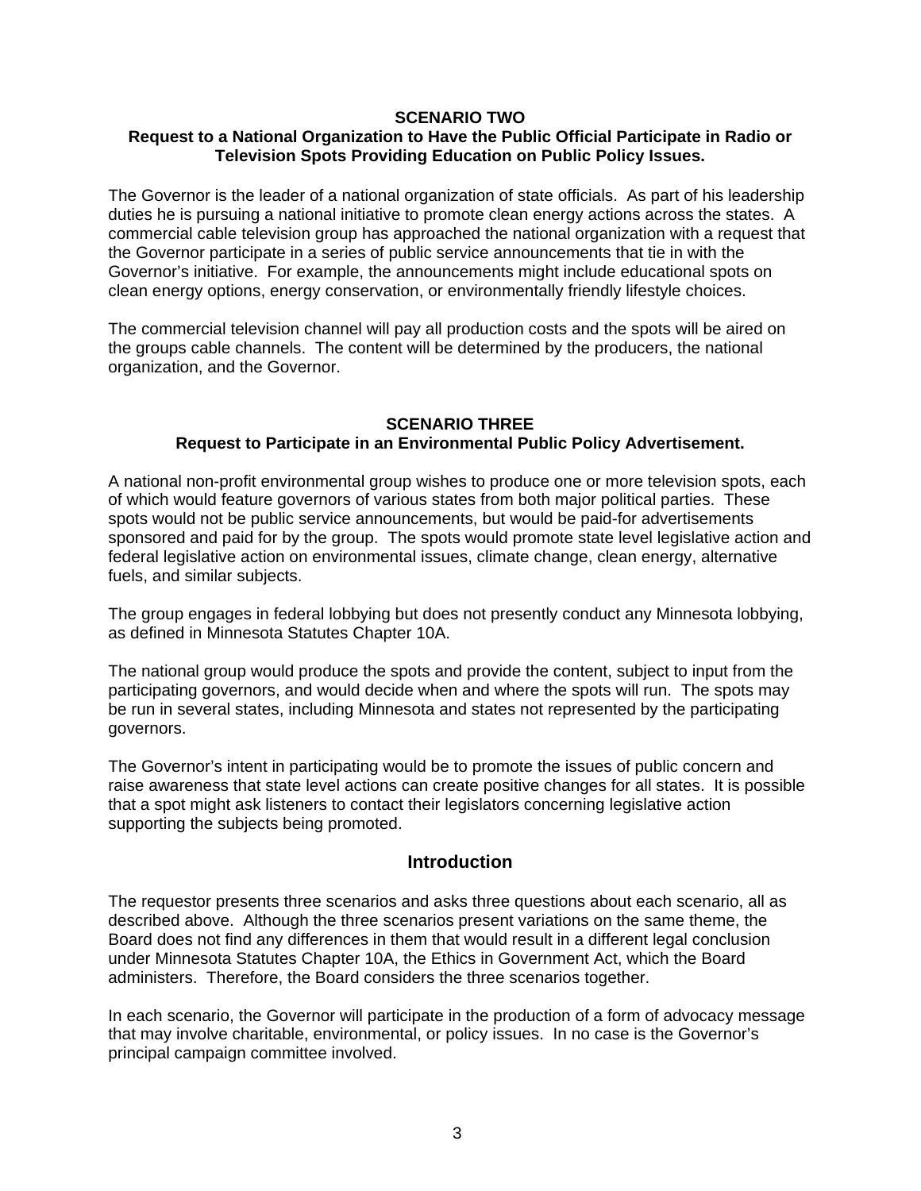**SCENARIO TWO**
**Request to a National Organization to Have the Public Official Participate in Radio or Television Spots Providing Education on Public Policy Issues.**

The Governor is the leader of a national organization of state officials. As part of his leadership duties he is pursuing a national initiative to promote clean energy actions across the states. A commercial cable television group has approached the national organization with a request that the Governor participate in a series of public service announcements that tie in with the Governor's initiative. For example, the announcements might include educational spots on clean energy options, energy conservation, or environmentally friendly lifestyle choices.

The commercial television channel will pay all production costs and the spots will be aired on the groups cable channels. The content will be determined by the producers, the national organization, and the Governor.

**SCENARIO THREE**
**Request to Participate in an Environmental Public Policy Advertisement.**

A national non-profit environmental group wishes to produce one or more television spots, each of which would feature governors of various states from both major political parties. These spots would not be public service announcements, but would be paid-for advertisements sponsored and paid for by the group. The spots would promote state level legislative action and federal legislative action on environmental issues, climate change, clean energy, alternative fuels, and similar subjects.

The group engages in federal lobbying but does not presently conduct any Minnesota lobbying, as defined in Minnesota Statutes Chapter 10A.

The national group would produce the spots and provide the content, subject to input from the participating governors, and would decide when and where the spots will run. The spots may be run in several states, including Minnesota and states not represented by the participating governors.

The Governor's intent in participating would be to promote the issues of public concern and raise awareness that state level actions can create positive changes for all states. It is possible that a spot might ask listeners to contact their legislators concerning legislative action supporting the subjects being promoted.

## Introduction

The requestor presents three scenarios and asks three questions about each scenario, all as described above. Although the three scenarios present variations on the same theme, the Board does not find any differences in them that would result in a different legal conclusion under Minnesota Statutes Chapter 10A, the Ethics in Government Act, which the Board administers. Therefore, the Board considers the three scenarios together.

In each scenario, the Governor will participate in the production of a form of advocacy message that may involve charitable, environmental, or policy issues. In no case is the Governor's principal campaign committee involved.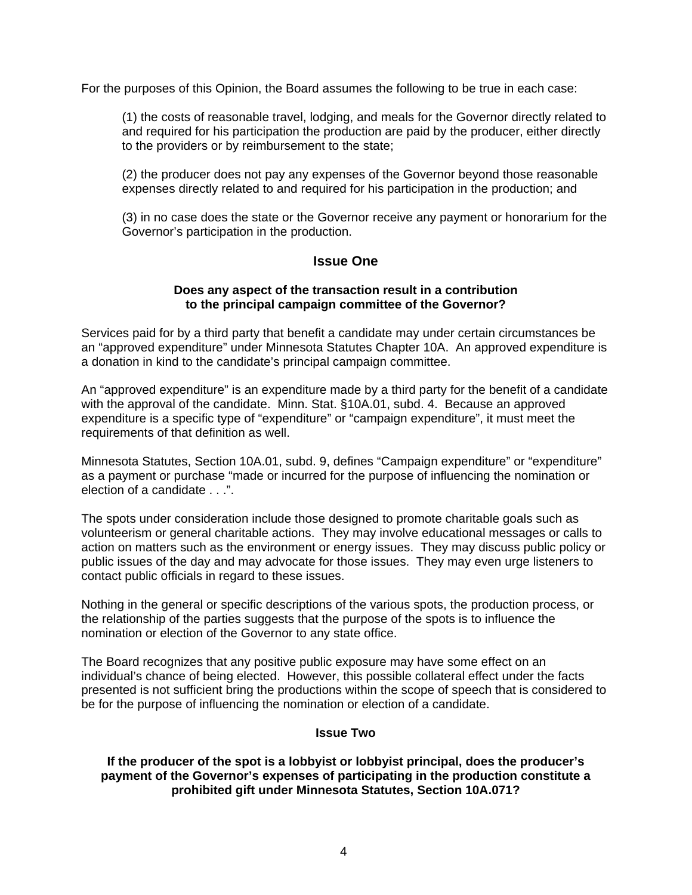For the purposes of this Opinion, the Board assumes the following to be true in each case:

(1) the costs of reasonable travel, lodging, and meals for the Governor directly related to and required for his participation the production are paid by the producer, either directly to the providers or by reimbursement to the state;

(2) the producer does not pay any expenses of the Governor beyond those reasonable expenses directly related to and required for his participation in the production; and

(3) in no case does the state or the Governor receive any payment or honorarium for the Governor's participation in the production.

## Issue One

**Does any aspect of the transaction result in a contribution to the principal campaign committee of the Governor?**

Services paid for by a third party that benefit a candidate may under certain circumstances be an "approved expenditure" under Minnesota Statutes Chapter 10A. An approved expenditure is a donation in kind to the candidate's principal campaign committee.

An "approved expenditure" is an expenditure made by a third party for the benefit of a candidate with the approval of the candidate. Minn. Stat. §10A.01, subd. 4. Because an approved expenditure is a specific type of "expenditure" or "campaign expenditure", it must meet the requirements of that definition as well.

Minnesota Statutes, Section 10A.01, subd. 9, defines "Campaign expenditure" or "expenditure" as a payment or purchase "made or incurred for the purpose of influencing the nomination or election of a candidate . . .".

The spots under consideration include those designed to promote charitable goals such as volunteerism or general charitable actions. They may involve educational messages or calls to action on matters such as the environment or energy issues. They may discuss public policy or public issues of the day and may advocate for those issues. They may even urge listeners to contact public officials in regard to these issues.

Nothing in the general or specific descriptions of the various spots, the production process, or the relationship of the parties suggests that the purpose of the spots is to influence the nomination or election of the Governor to any state office.

The Board recognizes that any positive public exposure may have some effect on an individual's chance of being elected. However, this possible collateral effect under the facts presented is not sufficient bring the productions within the scope of speech that is considered to be for the purpose of influencing the nomination or election of a candidate.

### Issue Two

**If the producer of the spot is a lobbyist or lobbyist principal, does the producer's payment of the Governor's expenses of participating in the production constitute a prohibited gift under Minnesota Statutes, Section 10A.071?**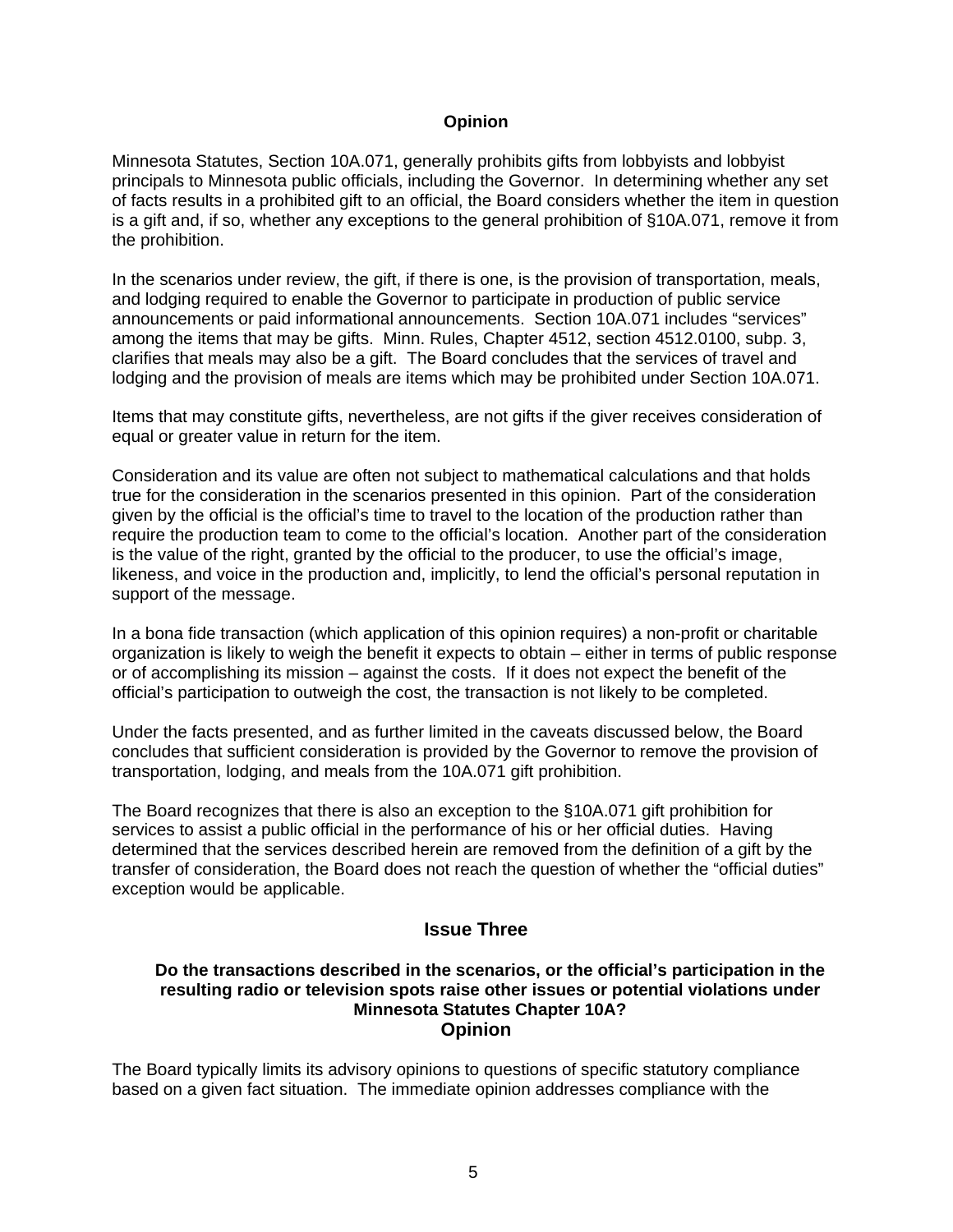**Opinion**

Minnesota Statutes, Section 10A.071, generally prohibits gifts from lobbyists and lobbyist principals to Minnesota public officials, including the Governor. In determining whether any set of facts results in a prohibited gift to an official, the Board considers whether the item in question is a gift and, if so, whether any exceptions to the general prohibition of §10A.071, remove it from the prohibition.

In the scenarios under review, the gift, if there is one, is the provision of transportation, meals, and lodging required to enable the Governor to participate in production of public service announcements or paid informational announcements. Section 10A.071 includes "services" among the items that may be gifts. Minn. Rules, Chapter 4512, section 4512.0100, subp. 3, clarifies that meals may also be a gift. The Board concludes that the services of travel and lodging and the provision of meals are items which may be prohibited under Section 10A.071.

Items that may constitute gifts, nevertheless, are not gifts if the giver receives consideration of equal or greater value in return for the item.

Consideration and its value are often not subject to mathematical calculations and that holds true for the consideration in the scenarios presented in this opinion. Part of the consideration given by the official is the official's time to travel to the location of the production rather than require the production team to come to the official's location. Another part of the consideration is the value of the right, granted by the official to the producer, to use the official's image, likeness, and voice in the production and, implicitly, to lend the official's personal reputation in support of the message.

In a bona fide transaction (which application of this opinion requires) a non-profit or charitable organization is likely to weigh the benefit it expects to obtain – either in terms of public response or of accomplishing its mission – against the costs. If it does not expect the benefit of the official's participation to outweigh the cost, the transaction is not likely to be completed.

Under the facts presented, and as further limited in the caveats discussed below, the Board concludes that sufficient consideration is provided by the Governor to remove the provision of transportation, lodging, and meals from the 10A.071 gift prohibition.

The Board recognizes that there is also an exception to the §10A.071 gift prohibition for services to assist a public official in the performance of his or her official duties. Having determined that the services described herein are removed from the definition of a gift by the transfer of consideration, the Board does not reach the question of whether the "official duties" exception would be applicable.

## Issue Three

**Do the transactions described in the scenarios, or the official's participation in the resulting radio or television spots raise other issues or potential violations under Minnesota Statutes Chapter 10A?**

**Opinion**

The Board typically limits its advisory opinions to questions of specific statutory compliance based on a given fact situation. The immediate opinion addresses compliance with the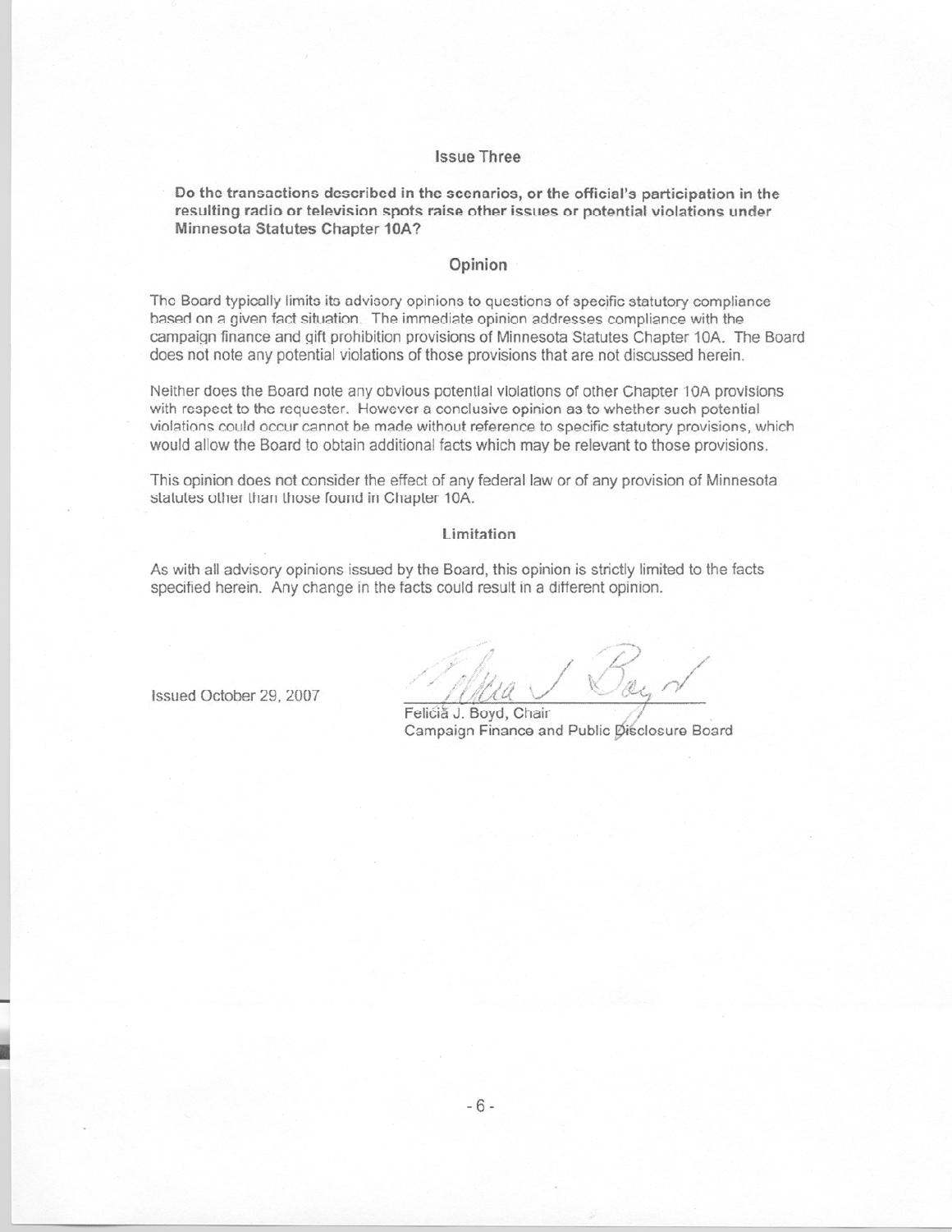## Issue Three

**Do the transactions described in the scenarios, or the official's participation in the resulting radio or television spots raise other issues or potential violations under Minnesota Statutes Chapter 10A?**

## Opinion

The Board typically limits its advisory opinions to questions of specific statutory compliance based on a given fact situation. The immediate opinion addresses compliance with the campaign finance and gift prohibition provisions of Minnesota Statutes Chapter 10A. The Board does not note any potential violations of those provisions that are not discussed herein.

Neither does the Board note any obvious potential violations of other Chapter 10A provisions with respect to the requester. However a conclusive opinion as to whether such potential violations could occur cannot be made without reference to specific statutory provisions, which would allow the Board to obtain additional facts which may be relevant to those provisions.

This opinion does not consider the effect of any federal law or of any provision of Minnesota statutes other than those found in Chapter 10A.

## Limitation

As with all advisory opinions issued by the Board, this opinion is strictly limited to the facts specified herein. Any change in the facts could result in a different opinion.

Issued October 29, 2007

Felicia J. Boyd, Chair
Campaign Finance and Public Disclosure Board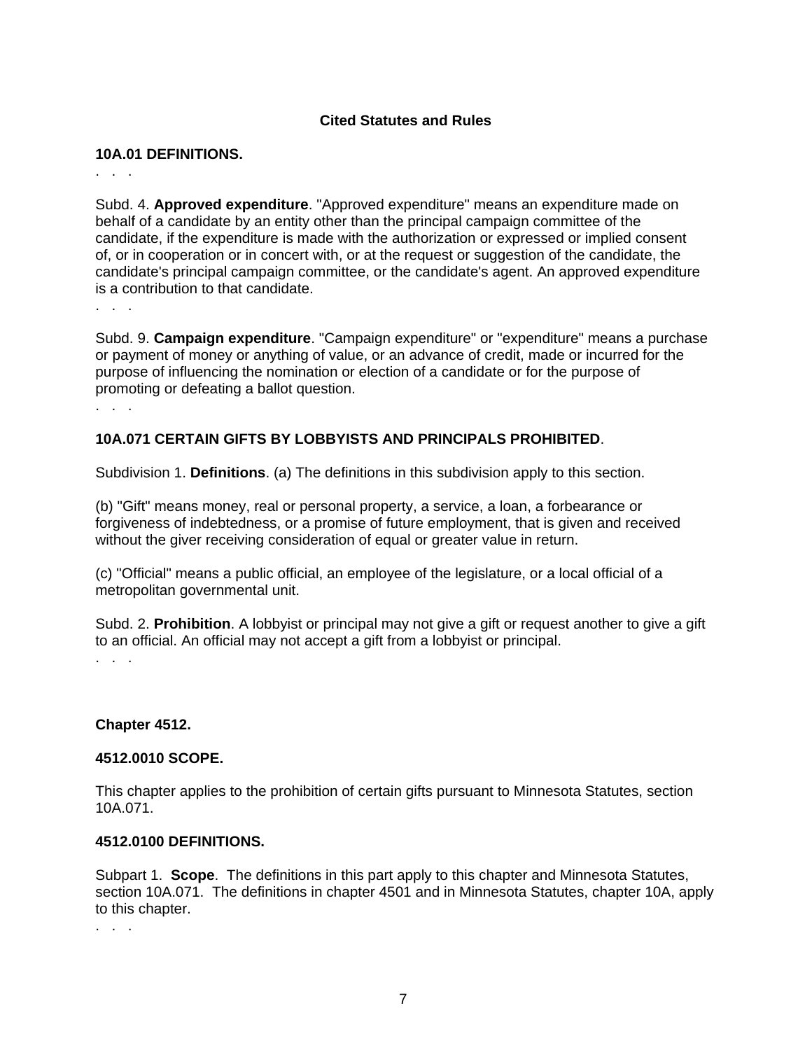## Cited Statutes and Rules

**10A.01 DEFINITIONS.**

. . .

Subd. 4. **Approved expenditure**. "Approved expenditure" means an expenditure made on behalf of a candidate by an entity other than the principal campaign committee of the candidate, if the expenditure is made with the authorization or expressed or implied consent of, or in cooperation or in concert with, or at the request or suggestion of the candidate, the candidate's principal campaign committee, or the candidate's agent. An approved expenditure is a contribution to that candidate.

. . .

Subd. 9. **Campaign expenditure**. "Campaign expenditure" or "expenditure" means a purchase or payment of money or anything of value, or an advance of credit, made or incurred for the purpose of influencing the nomination or election of a candidate or for the purpose of promoting or defeating a ballot question.

. . .

**10A.071 CERTAIN GIFTS BY LOBBYISTS AND PRINCIPALS PROHIBITED**.

Subdivision 1. **Definitions**. (a) The definitions in this subdivision apply to this section.

(b) "Gift" means money, real or personal property, a service, a loan, a forbearance or forgiveness of indebtedness, or a promise of future employment, that is given and received without the giver receiving consideration of equal or greater value in return.

(c) "Official" means a public official, an employee of the legislature, or a local official of a metropolitan governmental unit.

Subd. 2. **Prohibition**. A lobbyist or principal may not give a gift or request another to give a gift to an official. An official may not accept a gift from a lobbyist or principal.

. . .

**Chapter 4512.**

**4512.0010 SCOPE.**

This chapter applies to the prohibition of certain gifts pursuant to Minnesota Statutes, section 10A.071.

**4512.0100 DEFINITIONS.**

Subpart 1. **Scope**. The definitions in this part apply to this chapter and Minnesota Statutes, section 10A.071. The definitions in chapter 4501 and in Minnesota Statutes, chapter 10A, apply to this chapter.

. . .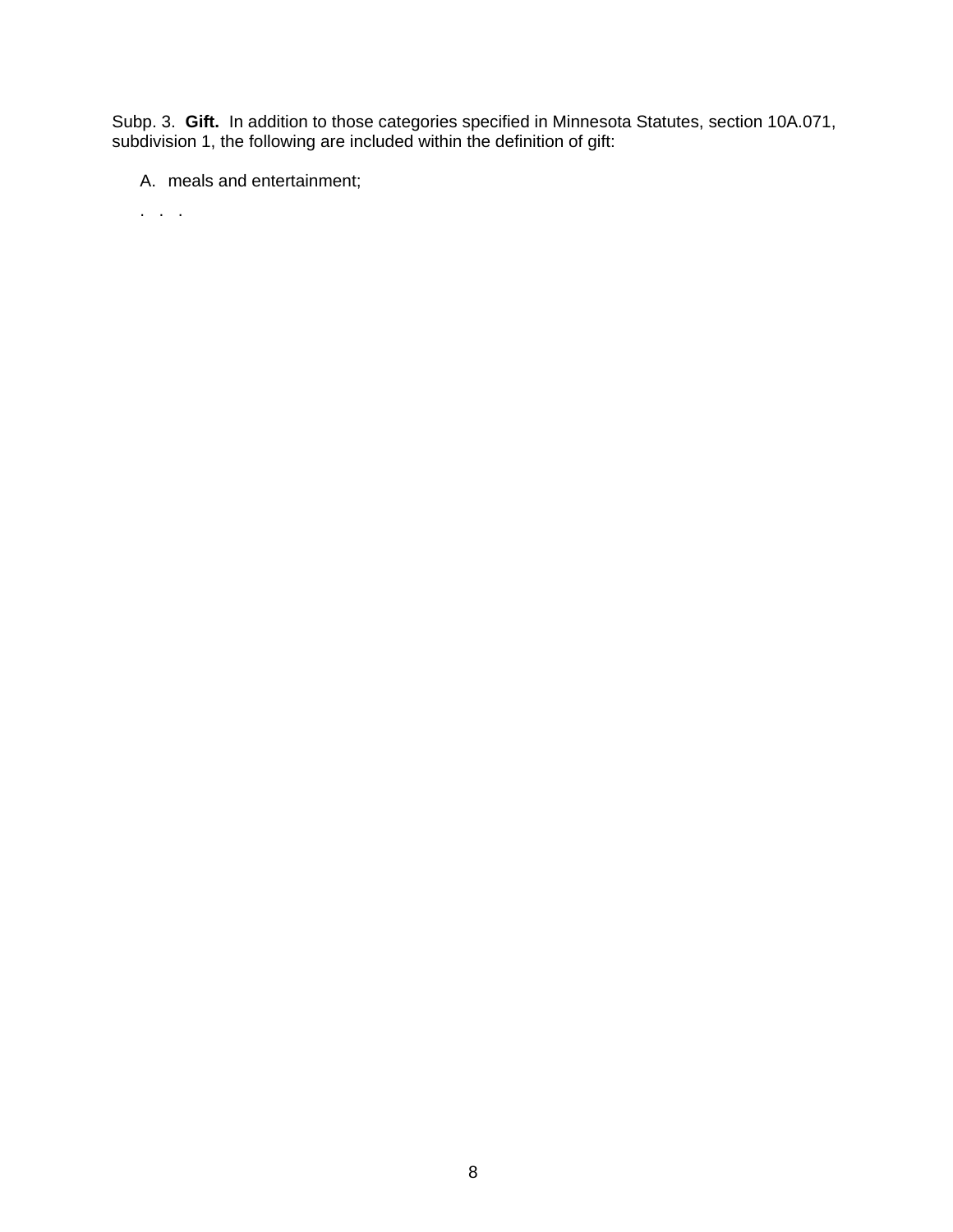Subp. 3. **Gift.** In addition to those categories specified in Minnesota Statutes, section 10A.071, subdivision 1, the following are included within the definition of gift:

A. meals and entertainment;

. . .